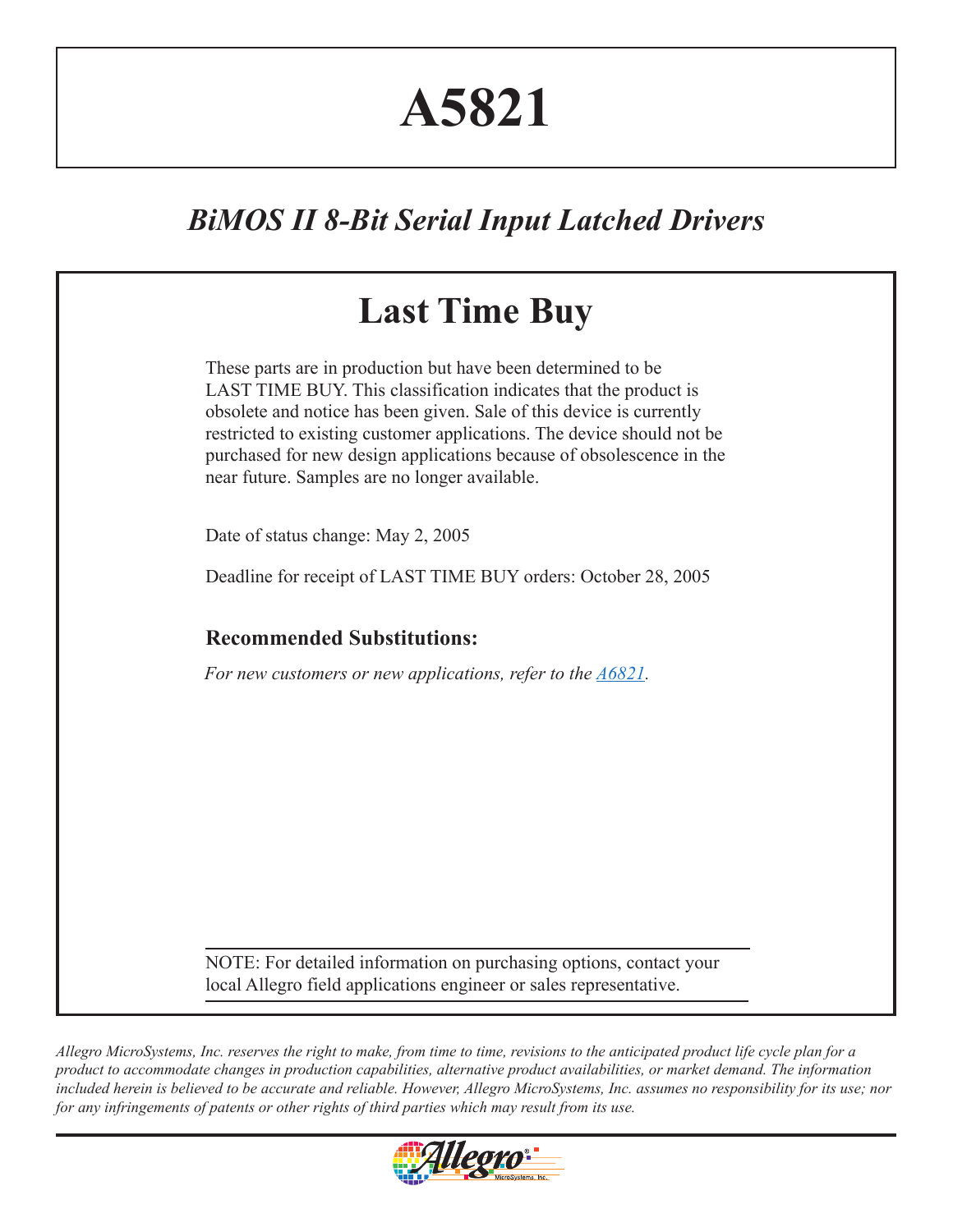# A5821

## *BiMOS II 8-Bit Serial Input Latched Drivers*

## Last Time Buy

These parts are in production but have been determined to be LAST TIME BUY. This classification indicates that the product is obsolete and notice has been given. Sale of this device is currently restricted to existing customer applications. The device should not be purchased for new design applications because of obsolescence in the near future. Samples are no longer available.

Date of status change: May 2, 2005

Deadline for receipt of LAST TIME BUY orders: October 28, 2005

### Recommended Substitutions:

*For new customers or new applications, refer to the A6821.*

NOTE: For detailed information on purchasing options, contact your local Allegro field applications engineer or sales representative.

*Allegro MicroSystems, Inc. reserves the right to make, from time to time, revisions to the anticipated product life cycle plan for a product to accommodate changes in production capabilities, alternative product availabilities, or market demand. The information included herein is believed to be accurate and reliable. However, Allegro MicroSystems, Inc. assumes no responsibility for its use; nor for any infringements of patents or other rights of third parties which may result from its use.*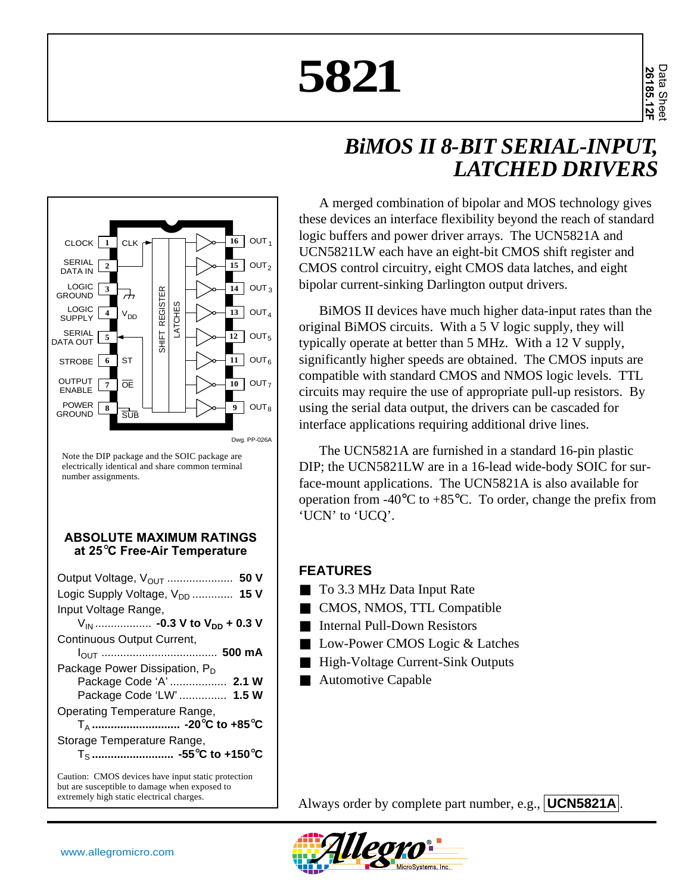# 5821

Data Sheet
26185.12F

## *BiMOS II 8-BIT SERIAL-INPUT, LATCHED DRIVERS*

| Pin | Function | Pin | Function |
|---|---|---|---|
| 1 | CLOCK | 16 | $OUT_1$ |
| 2 | SERIAL DATA IN | 15 | $OUT_2$ |
| 3 | LOGIC GROUND | 14 | $OUT_3$ |
| 4 | LOGIC SUPPLY | 13 | $OUT_4$ |
| 5 | SERIAL DATA OUT | 12 | $OUT_5$ |
| 6 | STROBE | 11 | $OUT_6$ |
| 7 | OUTPUT ENABLE | 10 | $OUT_7$ |
| 8 | POWER GROUND | 9 | $OUT_8$ |

Dwg. PP-026A

Note the DIP package and the SOIC package are electrically identical and share common terminal number assignments.

### ABSOLUTE MAXIMUM RATINGS at 25°C Free-Air Temperature

Output Voltage, $V_{OUT}$ .................... **50 V**
Logic Supply Voltage, $V_{DD}$ ............. **15 V**
Input Voltage Range,
$V_{IN}$ .................. **-0.3 V to $V_{DD}$ + 0.3 V**
Continuous Output Current,
$I_{OUT}$ .................................... **500 mA**
Package Power Dissipation, $P_D$
Package Code 'A' .................. **2.1 W**
Package Code 'LW' ............... **1.5 W**
Operating Temperature Range,
$T_A$ ........................... **-20°C to +85°C**
Storage Temperature Range,
$T_S$ ......................... **-55°C to +150°C**

Caution: CMOS devices have input static protection but are susceptible to damage when exposed to extremely high static electrical charges.

A merged combination of bipolar and MOS technology gives these devices an interface flexibility beyond the reach of standard logic buffers and power driver arrays. The UCN5821A and UCN5821LW each have an eight-bit CMOS shift register and CMOS control circuitry, eight CMOS data latches, and eight bipolar current-sinking Darlington output drivers.

BiMOS II devices have much higher data-input rates than the original BiMOS circuits. With a 5 V logic supply, they will typically operate at better than 5 MHz. With a 12 V supply, significantly higher speeds are obtained. The CMOS inputs are compatible with standard CMOS and NMOS logic levels. TTL circuits may require the use of appropriate pull-up resistors. By using the serial data output, the drivers can be cascaded for interface applications requiring additional drive lines.

The UCN5821A are furnished in a standard 16-pin plastic DIP; the UCN5821LW are in a 16-lead wide-body SOIC for surface-mount applications. The UCN5821A is also available for operation from -40°C to +85°C. To order, change the prefix from 'UCN' to 'UCQ'.

### FEATURES

- To 3.3 MHz Data Input Rate
- CMOS, NMOS, TTL Compatible
- Internal Pull-Down Resistors
- Low-Power CMOS Logic & Latches
- High-Voltage Current-Sink Outputs
- Automotive Capable

Always order by complete part number, e.g., **UCN5821A**.

www.allegromicro.com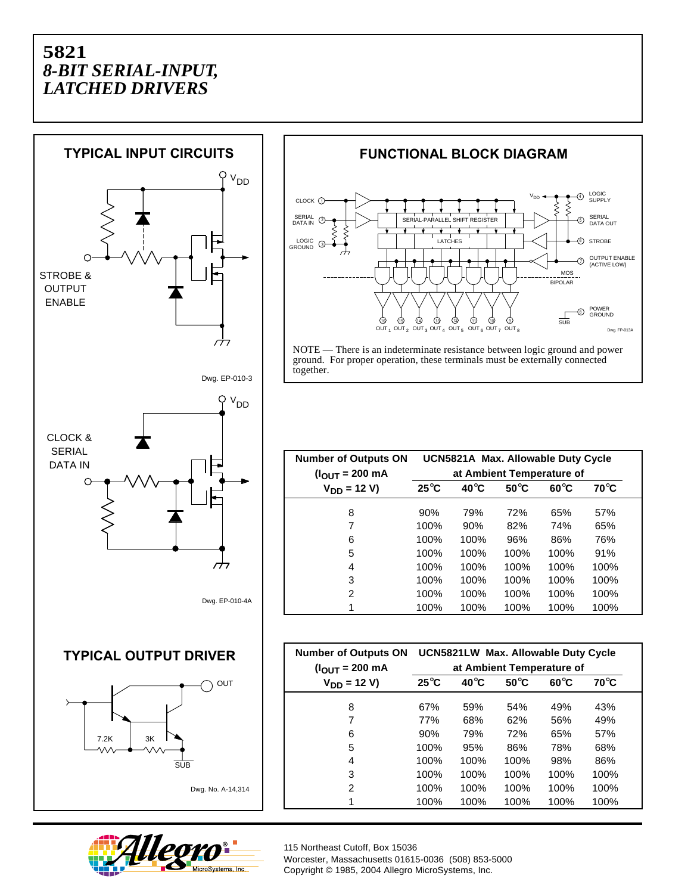# 5821
## *8-BIT SERIAL-INPUT, LATCHED DRIVERS*

### TYPICAL INPUT CIRCUITS

STROBE & OUTPUT ENABLE

Dwg. EP-010-3

CLOCK & SERIAL DATA IN

Dwg. EP-010-4A

### TYPICAL OUTPUT DRIVER

Dwg. No. A-14,314

### FUNCTIONAL BLOCK DIAGRAM

Dwg. FP-013A

NOTE — There is an indeterminate resistance between logic ground and power ground. For proper operation, these terminals must be externally connected together.

| Number of Outputs ON ($I_{OUT}$ = 200 mA $V_{DD}$ = 12 V) | UCN5821A Max. Allowable Duty Cycle at Ambient Temperature of | | | | |
|---|---|---|---|---|---|
| | 25°C | 40°C | 50°C | 60°C | 70°C |
| 8 | 90% | 79% | 72% | 65% | 57% |
| 7 | 100% | 90% | 82% | 74% | 65% |
| 6 | 100% | 100% | 96% | 86% | 76% |
| 5 | 100% | 100% | 100% | 100% | 91% |
| 4 | 100% | 100% | 100% | 100% | 100% |
| 3 | 100% | 100% | 100% | 100% | 100% |
| 2 | 100% | 100% | 100% | 100% | 100% |
| 1 | 100% | 100% | 100% | 100% | 100% |

| Number of Outputs ON ($I_{OUT}$ = 200 mA $V_{DD}$ = 12 V) | UCN5821LW Max. Allowable Duty Cycle at Ambient Temperature of | | | | |
|---|---|---|---|---|---|
| | 25°C | 40°C | 50°C | 60°C | 70°C |
| 8 | 67% | 59% | 54% | 49% | 43% |
| 7 | 77% | 68% | 62% | 56% | 49% |
| 6 | 90% | 79% | 72% | 65% | 57% |
| 5 | 100% | 95% | 86% | 78% | 68% |
| 4 | 100% | 100% | 100% | 98% | 86% |
| 3 | 100% | 100% | 100% | 100% | 100% |
| 2 | 100% | 100% | 100% | 100% | 100% |
| 1 | 100% | 100% | 100% | 100% | 100% |

115 Northeast Cutoff, Box 15036
Worcester, Massachusetts 01615-0036 (508) 853-5000
Copyright © 1985, 2004 Allegro MicroSystems, Inc.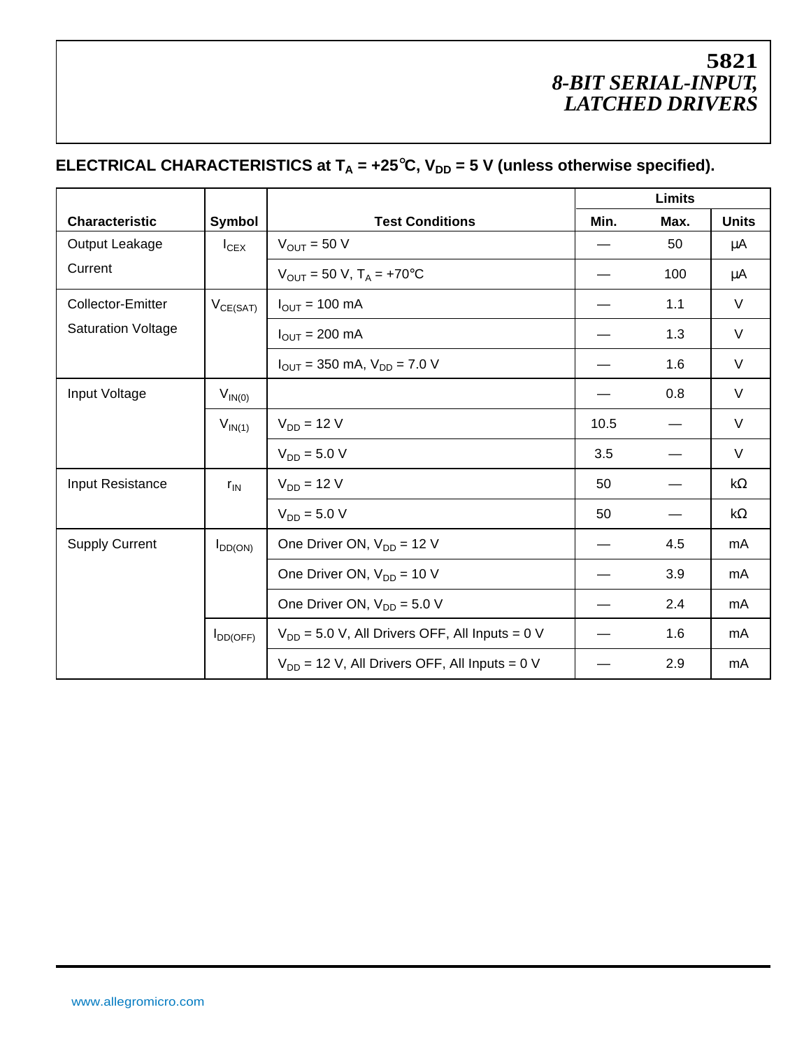## ELECTRICAL CHARACTERISTICS at $T_A$ = +25°C, $V_{DD}$ = 5 V (unless otherwise specified).

| Characteristic | Symbol | Test Conditions | Limits | | |
|---|---|---|---|---|---|
| | | | Min. | Max. | Units |
| Output Leakage Current | $I_{CEX}$ | $V_{OUT}$ = 50 V | — | 50 | µA |
| | | $V_{OUT}$ = 50 V, $T_A$ = +70°C | — | 100 | µA |
| Collector-Emitter Saturation Voltage | $V_{CE(SAT)}$ | $I_{OUT}$ = 100 mA | — | 1.1 | V |
| | | $I_{OUT}$ = 200 mA | — | 1.3 | V |
| | | $I_{OUT}$ = 350 mA, $V_{DD}$ = 7.0 V | — | 1.6 | V |
| Input Voltage | $V_{IN(0)}$ | | — | 0.8 | V |
| | $V_{IN(1)}$ | $V_{DD}$ = 12 V | 10.5 | — | V |
| | | $V_{DD}$ = 5.0 V | 3.5 | — | V |
| Input Resistance | $r_{IN}$ | $V_{DD}$ = 12 V | 50 | — | kΩ |
| | | $V_{DD}$ = 5.0 V | 50 | — | kΩ |
| Supply Current | $I_{DD(ON)}$ | One Driver ON, $V_{DD}$ = 12 V | — | 4.5 | mA |
| | | One Driver ON, $V_{DD}$ = 10 V | — | 3.9 | mA |
| | | One Driver ON, $V_{DD}$ = 5.0 V | — | 2.4 | mA |
| | $I_{DD(OFF)}$ | $V_{DD}$ = 5.0 V, All Drivers OFF, All Inputs = 0 V | — | 1.6 | mA |
| | | $V_{DD}$ = 12 V, All Drivers OFF, All Inputs = 0 V | — | 2.9 | mA |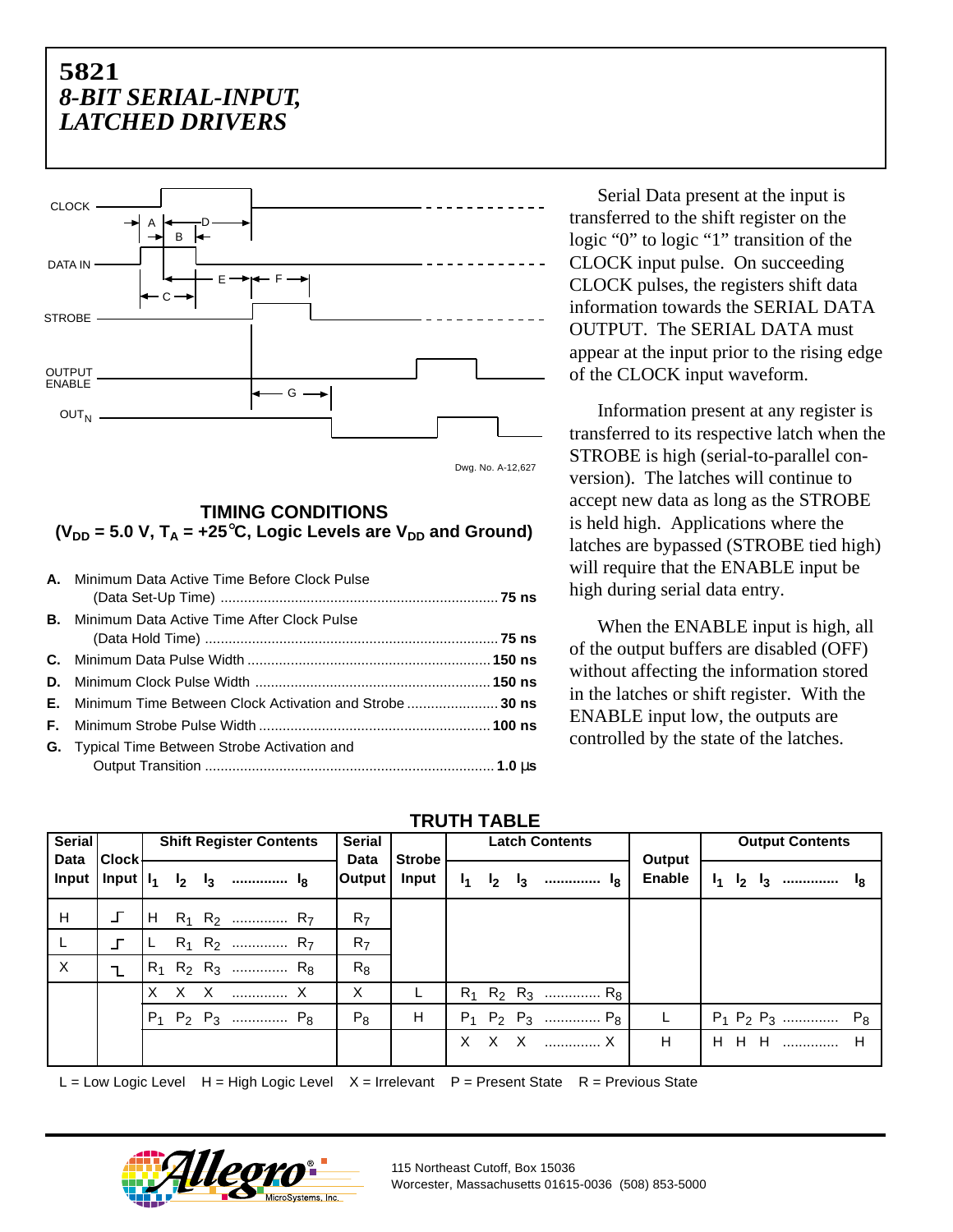# 5821
## *8-BIT SERIAL-INPUT, LATCHED DRIVERS*

CLOCK

DATA IN

STROBE

OUTPUT ENABLE

$OUT_N$

Dwg. No. A-12,627

### TIMING CONDITIONS
**($V_{DD}$ = 5.0 V, $T_A$ = +25°C, Logic Levels are $V_{DD}$ and Ground)**

**A.** Minimum Data Active Time Before Clock Pulse (Data Set-Up Time) ........................ **75 ns**

**B.** Minimum Data Active Time After Clock Pulse (Data Hold Time) ........................ **75 ns**

**C.** Minimum Data Pulse Width ........................ **150 ns**

**D.** Minimum Clock Pulse Width ........................ **150 ns**

**E.** Minimum Time Between Clock Activation and Strobe ........................ **30 ns**

**F.** Minimum Strobe Pulse Width ........................ **100 ns**

**G.** Typical Time Between Strobe Activation and Output Transition ........................ **1.0 µs**

Serial Data present at the input is transferred to the shift register on the logic "0" to logic "1" transition of the CLOCK input pulse. On succeeding CLOCK pulses, the registers shift data information towards the SERIAL DATA OUTPUT. The SERIAL DATA must appear at the input prior to the rising edge of the CLOCK input waveform.

Information present at any register is transferred to its respective latch when the STROBE is high (serial-to-parallel conversion). The latches will continue to accept new data as long as the STROBE is held high. Applications where the latches are bypassed (STROBE tied high) will require that the ENABLE input be high during serial data entry.

When the ENABLE input is high, all of the output buffers are disabled (OFF) without affecting the information stored in the latches or shift register. With the ENABLE input low, the outputs are controlled by the state of the latches.

### TRUTH TABLE

| Serial Data Input | Clock Input | Shift Register Contents $I_1$ $I_2$ $I_3$ ............ $I_8$ | Serial Data Output | Strobe Input | Latch Contents $I_1$ $I_2$ $I_3$ ............ $I_8$ | Output Enable | Output Contents $I_1$ $I_2$ $I_3$ ............ $I_8$ |
|---|---|---|---|---|---|---|---|
| H | ⌐ (rising) | H $R_1$ $R_2$ ............ $R_7$ | $R_7$ | | | | |
| L | ⌐ (rising) | L $R_1$ $R_2$ ............ $R_7$ | $R_7$ | | | | |
| X | ⌐ (falling) | $R_1$ $R_2$ $R_3$ ............ $R_8$ | $R_8$ | | | | |
| | | X X X ............ X | X | L | $R_1$ $R_2$ $R_3$ ............ $R_8$ | | |
| | | $P_1$ $P_2$ $P_3$ ............ $P_8$ | $P_8$ | H | $P_1$ $P_2$ $P_3$ ............ $P_8$ | L | $P_1$ $P_2$ $P_3$ ............ $P_8$ |
| | | | | | X X X ............ X | H | H H H ............ H |

L = Low Logic Level  H = High Logic Level  X = Irrelevant  P = Present State  R = Previous State

115 Northeast Cutoff, Box 15036
Worcester, Massachusetts 01615-0036 (508) 853-5000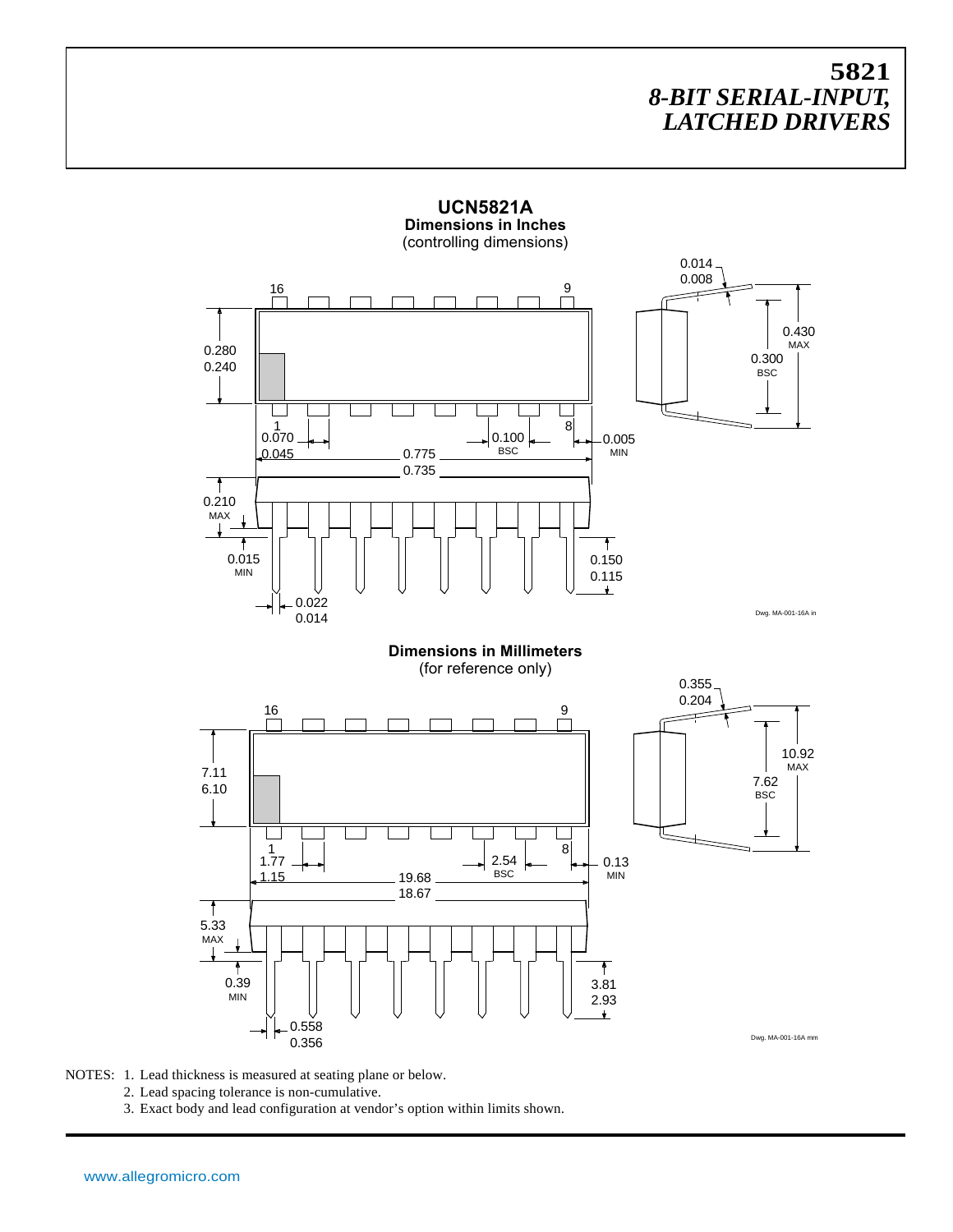# 5821
## *8-BIT SERIAL-INPUT, LATCHED DRIVERS*

### UCN5821A

**Dimensions in Inches**
(controlling dimensions)

0.014
0.008

16 9

0.280
0.240

0.430
MAX

0.300
BSC

1 8

0.070
0.045

0.100
BSC

0.005
MIN

0.775
0.735

0.210
MAX

0.015
MIN

0.150
0.115

0.022
0.014

Dwg. MA-001-16A in

**Dimensions in Millimeters**
(for reference only)

0.355
0.204

16 9

7.11
6.10

10.92
MAX

7.62
BSC

1 8

1.77
1.15

2.54
BSC

0.13
MIN

19.68
18.67

5.33
MAX

0.39
MIN

3.81
2.93

0.558
0.356

Dwg. MA-001-16A mm

NOTES: 1. Lead thickness is measured at seating plane or below.
2. Lead spacing tolerance is non-cumulative.
3. Exact body and lead configuration at vendor's option within limits shown.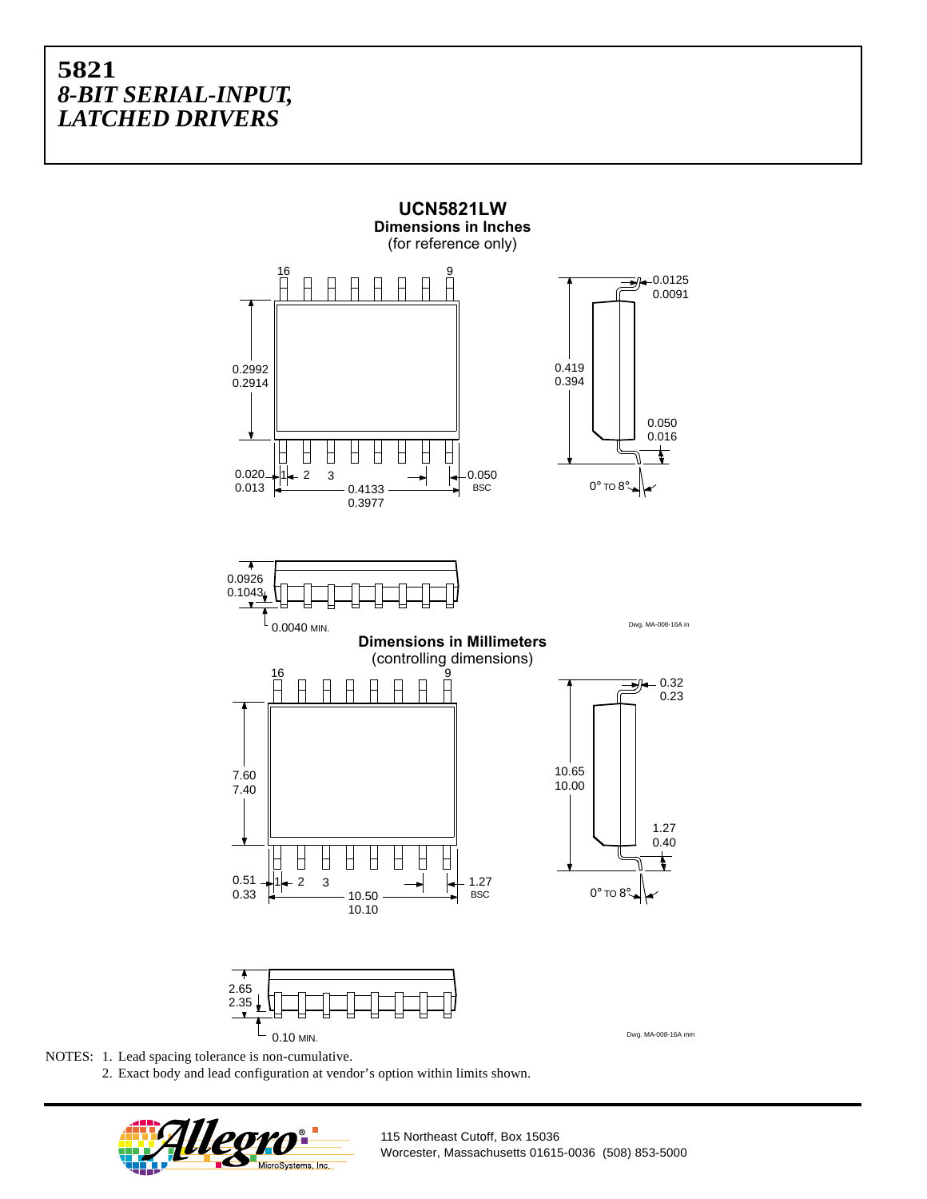# 5821
## *8-BIT SERIAL-INPUT, LATCHED DRIVERS*

**UCN5821LW**

**Dimensions in Inches**
(for reference only)

16 9

0.2992
0.2914

0.020
0.013

1 2 3

0.4133
0.3977

0.050
BSC

0.419
0.394

0.0125
0.0091

0.050
0.016

0° TO 8°

0.0926
0.1043

0.0040 MIN.

Dwg. MA-008-16A in

**Dimensions in Millimeters**
(controlling dimensions)

16 9

7.60
7.40

0.51
0.33

1 2 3

10.50
10.10

1.27
BSC

10.65
10.00

0.32
0.23

1.27
0.40

0° TO 8°

2.65
2.35

0.10 MIN.

Dwg. MA-008-16A mm

NOTES: 1. Lead spacing tolerance is non-cumulative.
2. Exact body and lead configuration at vendor's option within limits shown.

115 Northeast Cutoff, Box 15036
Worcester, Massachusetts 01615-0036 (508) 853-5000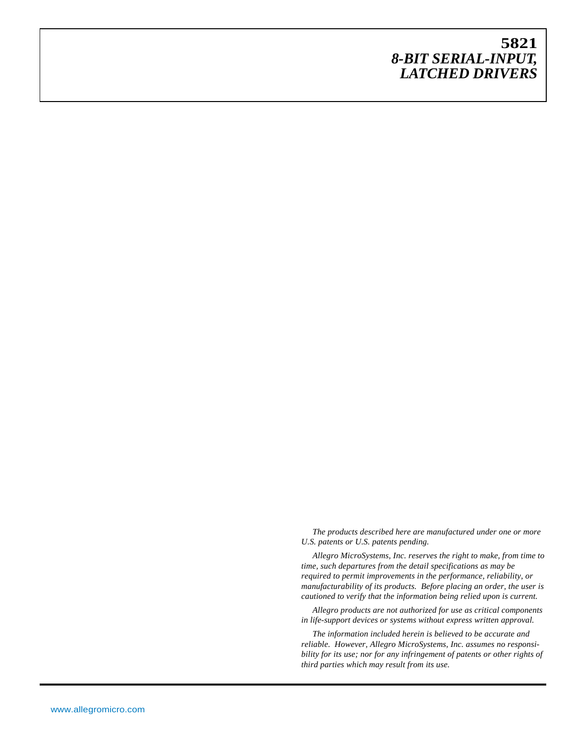# 5821
## *8-BIT SERIAL-INPUT, LATCHED DRIVERS*

*The products described here are manufactured under one or more U.S. patents or U.S. patents pending.*

*Allegro MicroSystems, Inc. reserves the right to make, from time to time, such departures from the detail specifications as may be required to permit improvements in the performance, reliability, or manufacturability of its products. Before placing an order, the user is cautioned to verify that the information being relied upon is current.*

*Allegro products are not authorized for use as critical components in life-support devices or systems without express written approval.*

*The information included herein is believed to be accurate and reliable. However, Allegro MicroSystems, Inc. assumes no responsibility for its use; nor for any infringement of patents or other rights of third parties which may result from its use.*